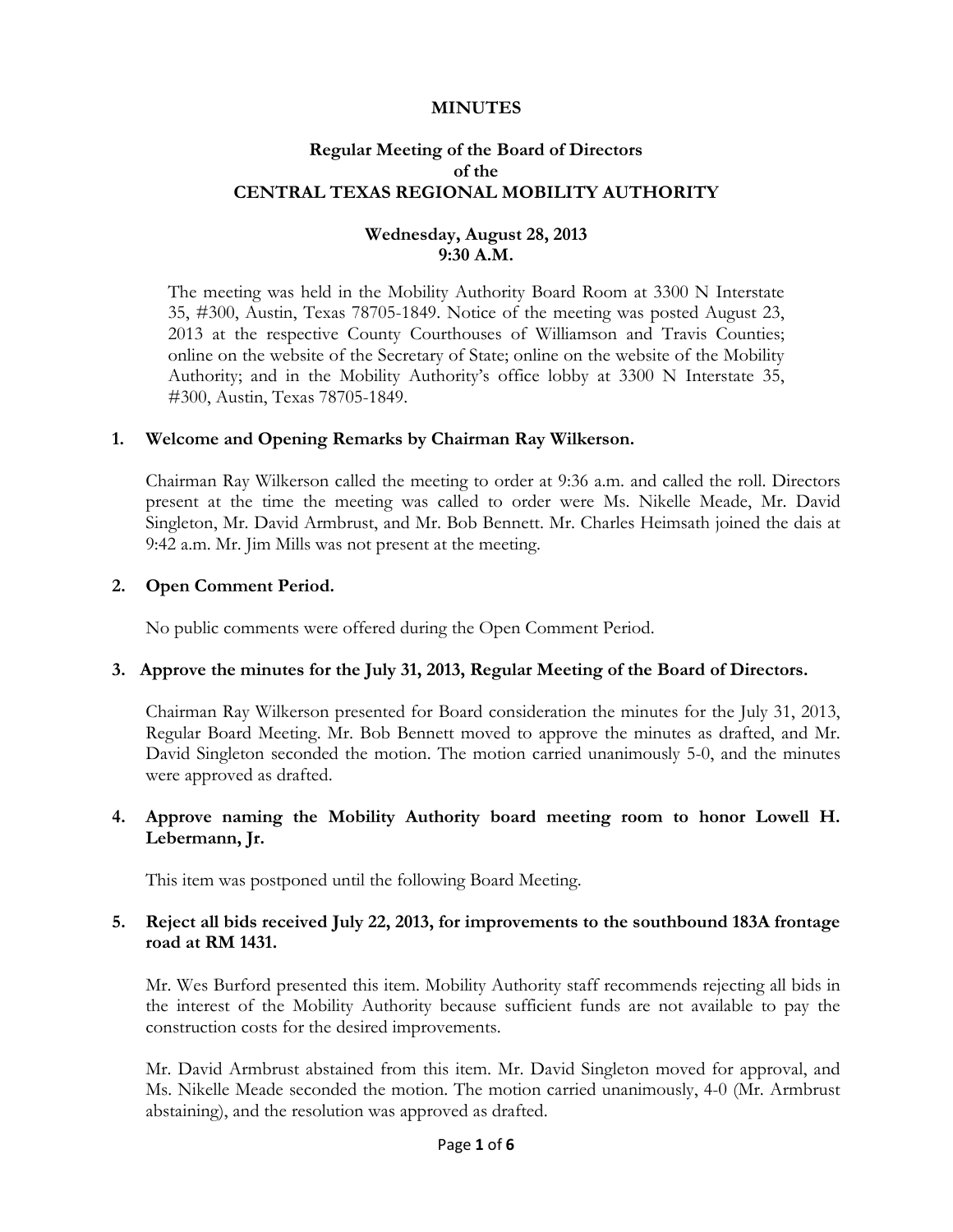# MINUTES

## Regular Meeting of the Board of Directors of the CENTRAL TEXAS REGIONAL MOBILITY AUTHORITY

**Wednesday, August 28, 2013**
**9:30 A.M.**

The meeting was held in the Mobility Authority Board Room at 3300 N Interstate 35, #300, Austin, Texas 78705-1849. Notice of the meeting was posted August 23, 2013 at the respective County Courthouses of Williamson and Travis Counties; online on the website of the Secretary of State; online on the website of the Mobility Authority; and in the Mobility Authority's office lobby at 3300 N Interstate 35, #300, Austin, Texas 78705-1849.

### 1. Welcome and Opening Remarks by Chairman Ray Wilkerson.

Chairman Ray Wilkerson called the meeting to order at 9:36 a.m. and called the roll. Directors present at the time the meeting was called to order were Ms. Nikelle Meade, Mr. David Singleton, Mr. David Armbrust, and Mr. Bob Bennett. Mr. Charles Heimsath joined the dais at 9:42 a.m. Mr. Jim Mills was not present at the meeting.

### 2. Open Comment Period.

No public comments were offered during the Open Comment Period.

### 3. Approve the minutes for the July 31, 2013, Regular Meeting of the Board of Directors.

Chairman Ray Wilkerson presented for Board consideration the minutes for the July 31, 2013, Regular Board Meeting. Mr. Bob Bennett moved to approve the minutes as drafted, and Mr. David Singleton seconded the motion. The motion carried unanimously 5-0, and the minutes were approved as drafted.

### 4. Approve naming the Mobility Authority board meeting room to honor Lowell H. Lebermann, Jr.

This item was postponed until the following Board Meeting.

### 5. Reject all bids received July 22, 2013, for improvements to the southbound 183A frontage road at RM 1431.

Mr. Wes Burford presented this item. Mobility Authority staff recommends rejecting all bids in the interest of the Mobility Authority because sufficient funds are not available to pay the construction costs for the desired improvements.

Mr. David Armbrust abstained from this item. Mr. David Singleton moved for approval, and Ms. Nikelle Meade seconded the motion. The motion carried unanimously, 4-0 (Mr. Armbrust abstaining), and the resolution was approved as drafted.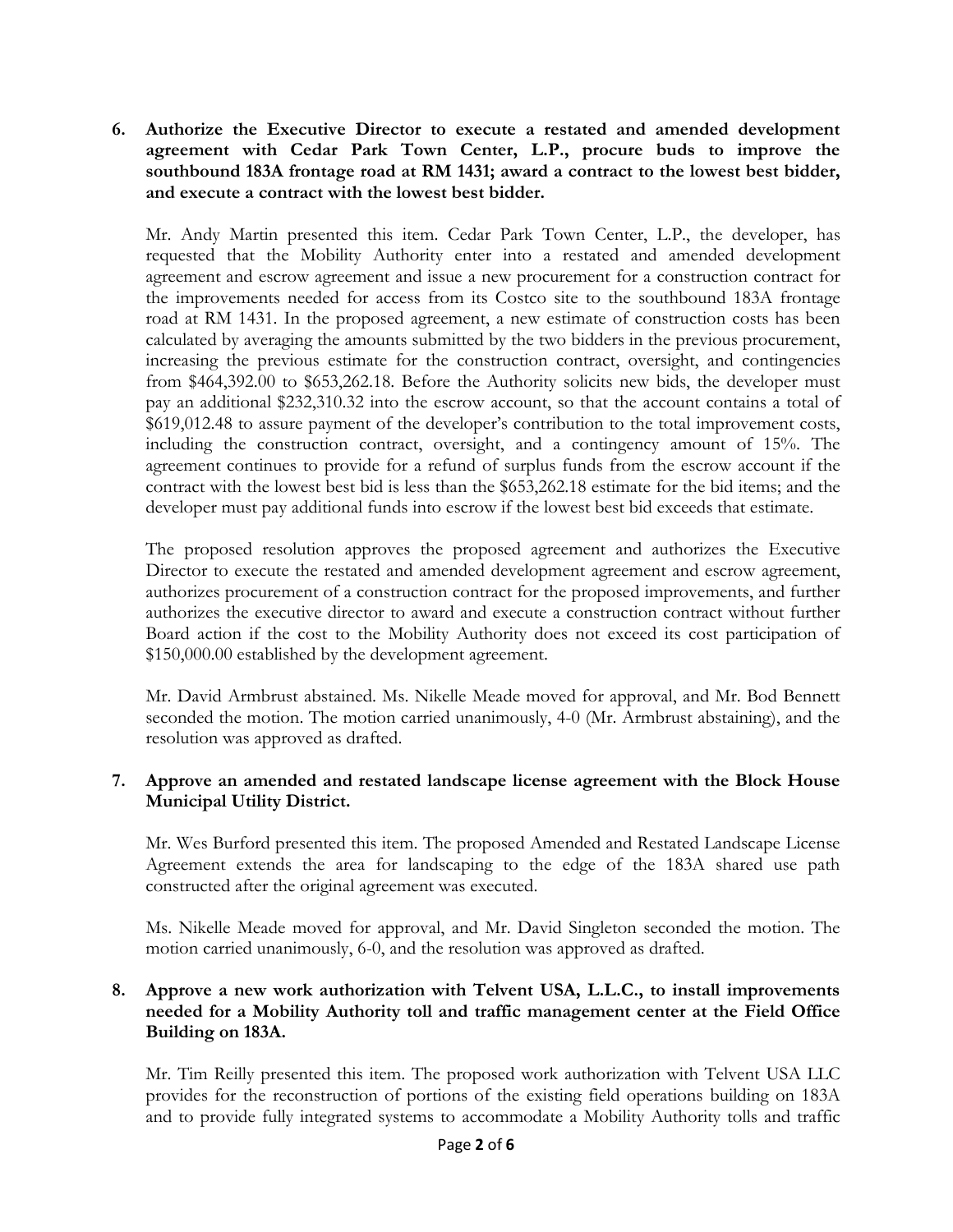**6. Authorize the Executive Director to execute a restated and amended development agreement with Cedar Park Town Center, L.P., procure buds to improve the southbound 183A frontage road at RM 1431; award a contract to the lowest best bidder, and execute a contract with the lowest best bidder.**

Mr. Andy Martin presented this item. Cedar Park Town Center, L.P., the developer, has requested that the Mobility Authority enter into a restated and amended development agreement and escrow agreement and issue a new procurement for a construction contract for the improvements needed for access from its Costco site to the southbound 183A frontage road at RM 1431. In the proposed agreement, a new estimate of construction costs has been calculated by averaging the amounts submitted by the two bidders in the previous procurement, increasing the previous estimate for the construction contract, oversight, and contingencies from $464,392.00 to $653,262.18. Before the Authority solicits new bids, the developer must pay an additional $232,310.32 into the escrow account, so that the account contains a total of $619,012.48 to assure payment of the developer's contribution to the total improvement costs, including the construction contract, oversight, and a contingency amount of 15%. The agreement continues to provide for a refund of surplus funds from the escrow account if the contract with the lowest best bid is less than the $653,262.18 estimate for the bid items; and the developer must pay additional funds into escrow if the lowest best bid exceeds that estimate.

The proposed resolution approves the proposed agreement and authorizes the Executive Director to execute the restated and amended development agreement and escrow agreement, authorizes procurement of a construction contract for the proposed improvements, and further authorizes the executive director to award and execute a construction contract without further Board action if the cost to the Mobility Authority does not exceed its cost participation of $150,000.00 established by the development agreement.

Mr. David Armbrust abstained. Ms. Nikelle Meade moved for approval, and Mr. Bod Bennett seconded the motion. The motion carried unanimously, 4-0 (Mr. Armbrust abstaining), and the resolution was approved as drafted.

**7. Approve an amended and restated landscape license agreement with the Block House Municipal Utility District.**

Mr. Wes Burford presented this item. The proposed Amended and Restated Landscape License Agreement extends the area for landscaping to the edge of the 183A shared use path constructed after the original agreement was executed.

Ms. Nikelle Meade moved for approval, and Mr. David Singleton seconded the motion. The motion carried unanimously, 6-0, and the resolution was approved as drafted.

**8. Approve a new work authorization with Telvent USA, L.L.C., to install improvements needed for a Mobility Authority toll and traffic management center at the Field Office Building on 183A.**

Mr. Tim Reilly presented this item. The proposed work authorization with Telvent USA LLC provides for the reconstruction of portions of the existing field operations building on 183A and to provide fully integrated systems to accommodate a Mobility Authority tolls and traffic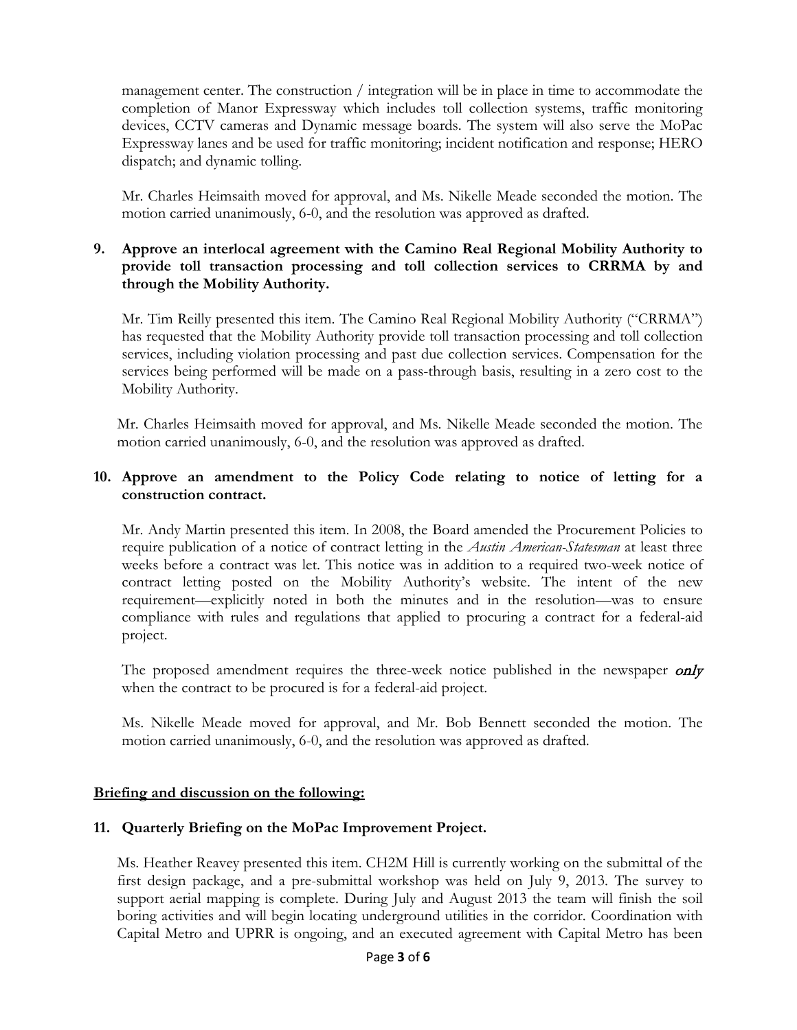management center. The construction / integration will be in place in time to accommodate the completion of Manor Expressway which includes toll collection systems, traffic monitoring devices, CCTV cameras and Dynamic message boards. The system will also serve the MoPac Expressway lanes and be used for traffic monitoring; incident notification and response; HERO dispatch; and dynamic tolling.

Mr. Charles Heimsaith moved for approval, and Ms. Nikelle Meade seconded the motion. The motion carried unanimously, 6-0, and the resolution was approved as drafted.

**9. Approve an interlocal agreement with the Camino Real Regional Mobility Authority to provide toll transaction processing and toll collection services to CRRMA by and through the Mobility Authority.**

Mr. Tim Reilly presented this item. The Camino Real Regional Mobility Authority ("CRRMA") has requested that the Mobility Authority provide toll transaction processing and toll collection services, including violation processing and past due collection services. Compensation for the services being performed will be made on a pass-through basis, resulting in a zero cost to the Mobility Authority.

Mr. Charles Heimsaith moved for approval, and Ms. Nikelle Meade seconded the motion. The motion carried unanimously, 6-0, and the resolution was approved as drafted.

**10. Approve an amendment to the Policy Code relating to notice of letting for a construction contract.**

Mr. Andy Martin presented this item. In 2008, the Board amended the Procurement Policies to require publication of a notice of contract letting in the *Austin American-Statesman* at least three weeks before a contract was let. This notice was in addition to a required two-week notice of contract letting posted on the Mobility Authority's website. The intent of the new requirement—explicitly noted in both the minutes and in the resolution—was to ensure compliance with rules and regulations that applied to procuring a contract for a federal-aid project.

The proposed amendment requires the three-week notice published in the newspaper ***only*** when the contract to be procured is for a federal-aid project.

Ms. Nikelle Meade moved for approval, and Mr. Bob Bennett seconded the motion. The motion carried unanimously, 6-0, and the resolution was approved as drafted.

**Briefing and discussion on the following:**

**11. Quarterly Briefing on the MoPac Improvement Project.**

Ms. Heather Reavey presented this item. CH2M Hill is currently working on the submittal of the first design package, and a pre-submittal workshop was held on July 9, 2013. The survey to support aerial mapping is complete. During July and August 2013 the team will finish the soil boring activities and will begin locating underground utilities in the corridor. Coordination with Capital Metro and UPRR is ongoing, and an executed agreement with Capital Metro has been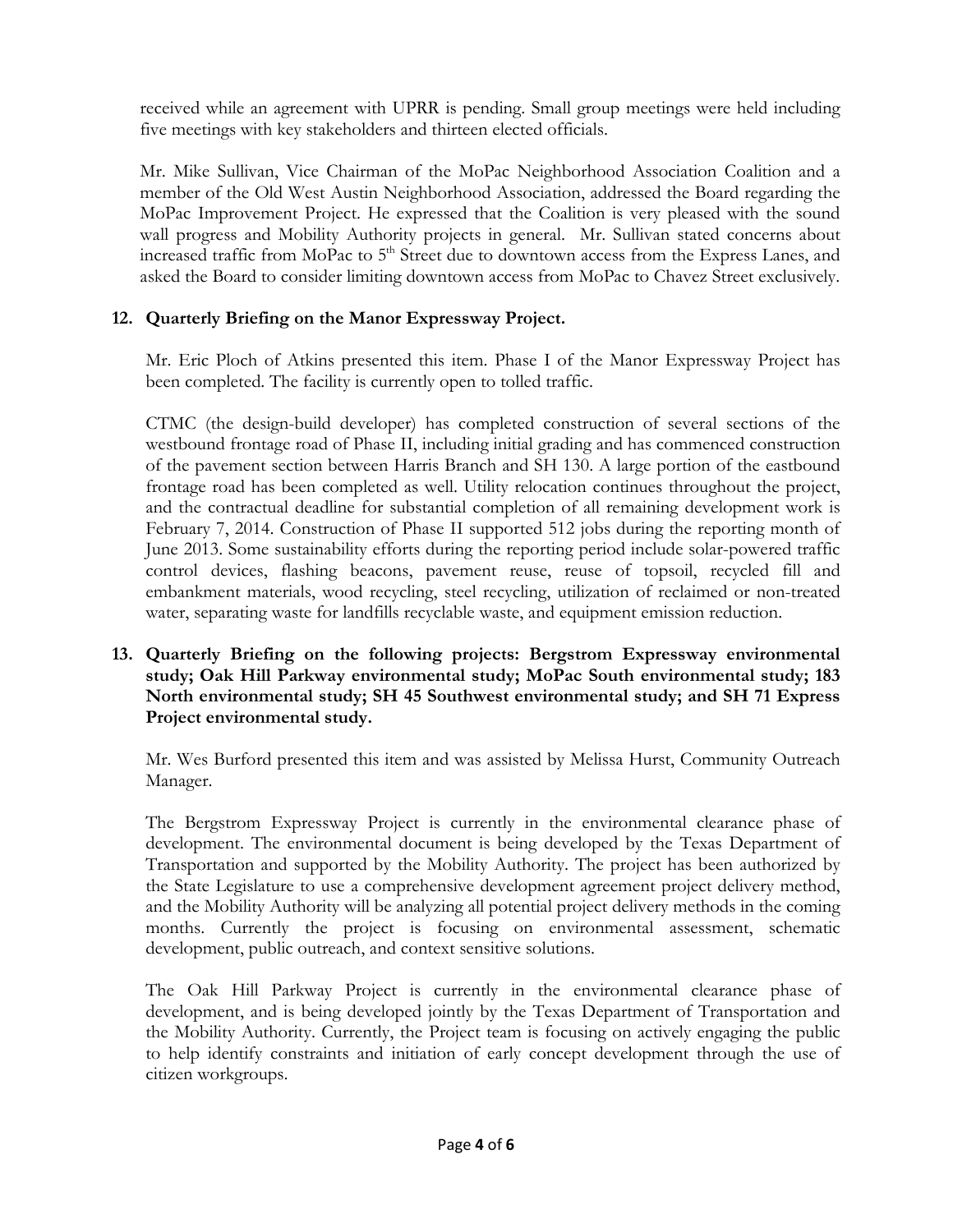received while an agreement with UPRR is pending. Small group meetings were held including five meetings with key stakeholders and thirteen elected officials.

Mr. Mike Sullivan, Vice Chairman of the MoPac Neighborhood Association Coalition and a member of the Old West Austin Neighborhood Association, addressed the Board regarding the MoPac Improvement Project. He expressed that the Coalition is very pleased with the sound wall progress and Mobility Authority projects in general. Mr. Sullivan stated concerns about increased traffic from MoPac to 5th Street due to downtown access from the Express Lanes, and asked the Board to consider limiting downtown access from MoPac to Chavez Street exclusively.

**12. Quarterly Briefing on the Manor Expressway Project.**

Mr. Eric Ploch of Atkins presented this item. Phase I of the Manor Expressway Project has been completed. The facility is currently open to tolled traffic.

CTMC (the design-build developer) has completed construction of several sections of the westbound frontage road of Phase II, including initial grading and has commenced construction of the pavement section between Harris Branch and SH 130. A large portion of the eastbound frontage road has been completed as well. Utility relocation continues throughout the project, and the contractual deadline for substantial completion of all remaining development work is February 7, 2014. Construction of Phase II supported 512 jobs during the reporting month of June 2013. Some sustainability efforts during the reporting period include solar-powered traffic control devices, flashing beacons, pavement reuse, reuse of topsoil, recycled fill and embankment materials, wood recycling, steel recycling, utilization of reclaimed or non-treated water, separating waste for landfills recyclable waste, and equipment emission reduction.

**13. Quarterly Briefing on the following projects: Bergstrom Expressway environmental study; Oak Hill Parkway environmental study; MoPac South environmental study; 183 North environmental study; SH 45 Southwest environmental study; and SH 71 Express Project environmental study.**

Mr. Wes Burford presented this item and was assisted by Melissa Hurst, Community Outreach Manager.

The Bergstrom Expressway Project is currently in the environmental clearance phase of development. The environmental document is being developed by the Texas Department of Transportation and supported by the Mobility Authority. The project has been authorized by the State Legislature to use a comprehensive development agreement project delivery method, and the Mobility Authority will be analyzing all potential project delivery methods in the coming months. Currently the project is focusing on environmental assessment, schematic development, public outreach, and context sensitive solutions.

The Oak Hill Parkway Project is currently in the environmental clearance phase of development, and is being developed jointly by the Texas Department of Transportation and the Mobility Authority. Currently, the Project team is focusing on actively engaging the public to help identify constraints and initiation of early concept development through the use of citizen workgroups.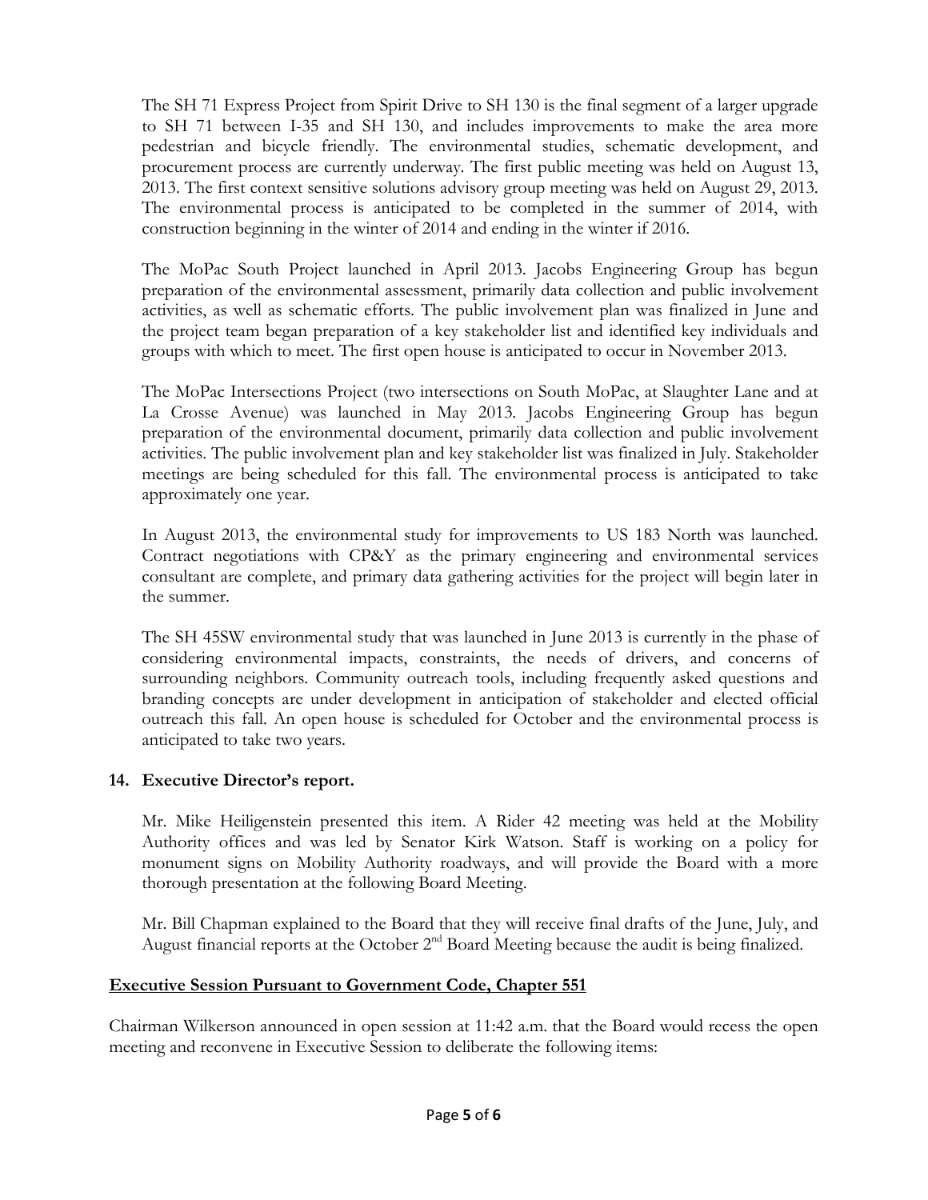The SH 71 Express Project from Spirit Drive to SH 130 is the final segment of a larger upgrade to SH 71 between I-35 and SH 130, and includes improvements to make the area more pedestrian and bicycle friendly. The environmental studies, schematic development, and procurement process are currently underway. The first public meeting was held on August 13, 2013. The first context sensitive solutions advisory group meeting was held on August 29, 2013. The environmental process is anticipated to be completed in the summer of 2014, with construction beginning in the winter of 2014 and ending in the winter if 2016.

The MoPac South Project launched in April 2013. Jacobs Engineering Group has begun preparation of the environmental assessment, primarily data collection and public involvement activities, as well as schematic efforts. The public involvement plan was finalized in June and the project team began preparation of a key stakeholder list and identified key individuals and groups with which to meet. The first open house is anticipated to occur in November 2013.

The MoPac Intersections Project (two intersections on South MoPac, at Slaughter Lane and at La Crosse Avenue) was launched in May 2013. Jacobs Engineering Group has begun preparation of the environmental document, primarily data collection and public involvement activities. The public involvement plan and key stakeholder list was finalized in July. Stakeholder meetings are being scheduled for this fall. The environmental process is anticipated to take approximately one year.

In August 2013, the environmental study for improvements to US 183 North was launched. Contract negotiations with CP&Y as the primary engineering and environmental services consultant are complete, and primary data gathering activities for the project will begin later in the summer.

The SH 45SW environmental study that was launched in June 2013 is currently in the phase of considering environmental impacts, constraints, the needs of drivers, and concerns of surrounding neighbors. Community outreach tools, including frequently asked questions and branding concepts are under development in anticipation of stakeholder and elected official outreach this fall. An open house is scheduled for October and the environmental process is anticipated to take two years.

**14. Executive Director's report.**

Mr. Mike Heiligenstein presented this item. A Rider 42 meeting was held at the Mobility Authority offices and was led by Senator Kirk Watson. Staff is working on a policy for monument signs on Mobility Authority roadways, and will provide the Board with a more thorough presentation at the following Board Meeting.

Mr. Bill Chapman explained to the Board that they will receive final drafts of the June, July, and August financial reports at the October 2nd Board Meeting because the audit is being finalized.

**Executive Session Pursuant to Government Code, Chapter 551**

Chairman Wilkerson announced in open session at 11:42 a.m. that the Board would recess the open meeting and reconvene in Executive Session to deliberate the following items: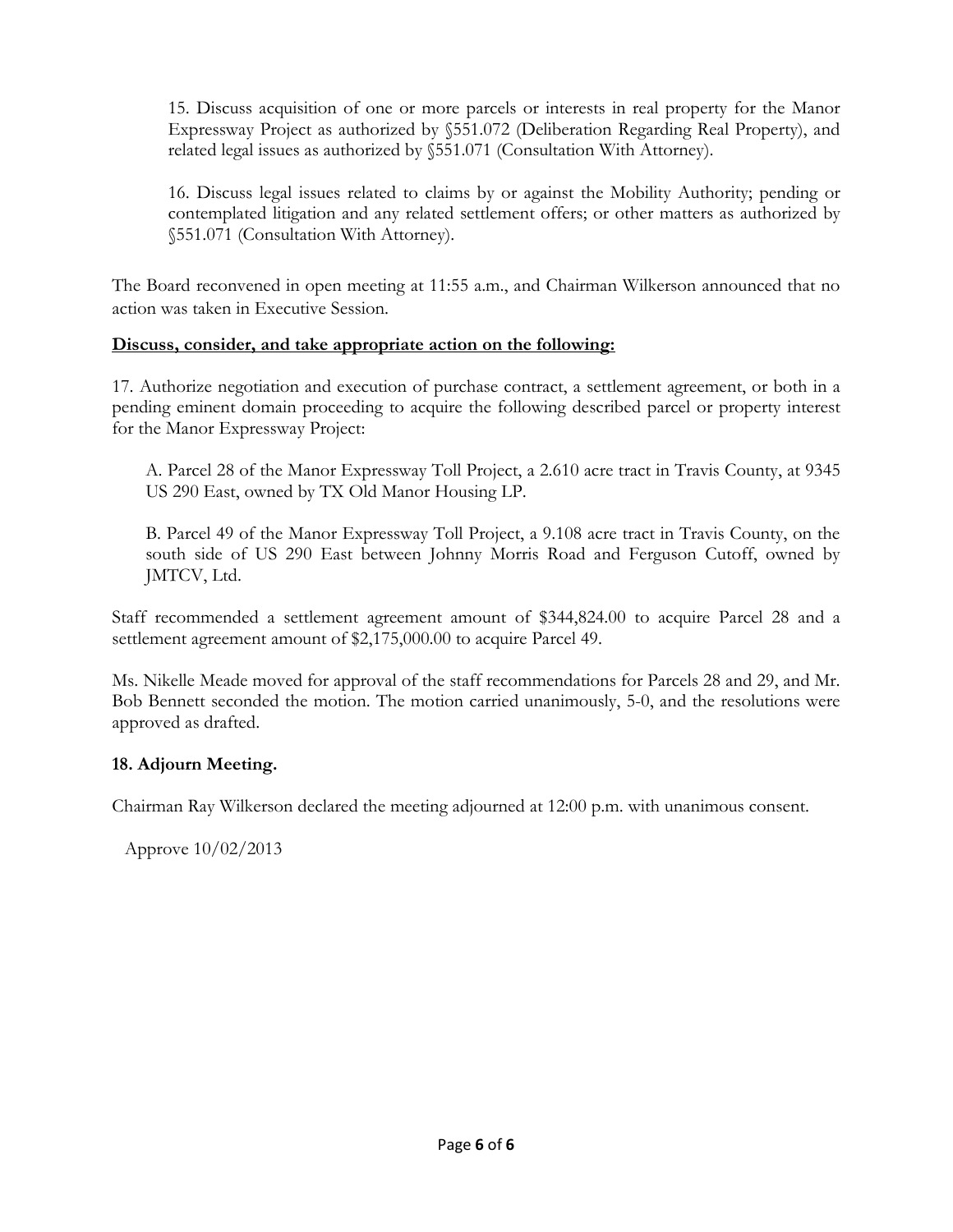15. Discuss acquisition of one or more parcels or interests in real property for the Manor Expressway Project as authorized by §551.072 (Deliberation Regarding Real Property), and related legal issues as authorized by §551.071 (Consultation With Attorney).

16. Discuss legal issues related to claims by or against the Mobility Authority; pending or contemplated litigation and any related settlement offers; or other matters as authorized by §551.071 (Consultation With Attorney).

The Board reconvened in open meeting at 11:55 a.m., and Chairman Wilkerson announced that no action was taken in Executive Session.

**Discuss, consider, and take appropriate action on the following:**

17. Authorize negotiation and execution of purchase contract, a settlement agreement, or both in a pending eminent domain proceeding to acquire the following described parcel or property interest for the Manor Expressway Project:

A. Parcel 28 of the Manor Expressway Toll Project, a 2.610 acre tract in Travis County, at 9345 US 290 East, owned by TX Old Manor Housing LP.

B. Parcel 49 of the Manor Expressway Toll Project, a 9.108 acre tract in Travis County, on the south side of US 290 East between Johnny Morris Road and Ferguson Cutoff, owned by JMTCV, Ltd.

Staff recommended a settlement agreement amount of $344,824.00 to acquire Parcel 28 and a settlement agreement amount of $2,175,000.00 to acquire Parcel 49.

Ms. Nikelle Meade moved for approval of the staff recommendations for Parcels 28 and 29, and Mr. Bob Bennett seconded the motion. The motion carried unanimously, 5-0, and the resolutions were approved as drafted.

**18. Adjourn Meeting.**

Chairman Ray Wilkerson declared the meeting adjourned at 12:00 p.m. with unanimous consent.

Approve 10/02/2013